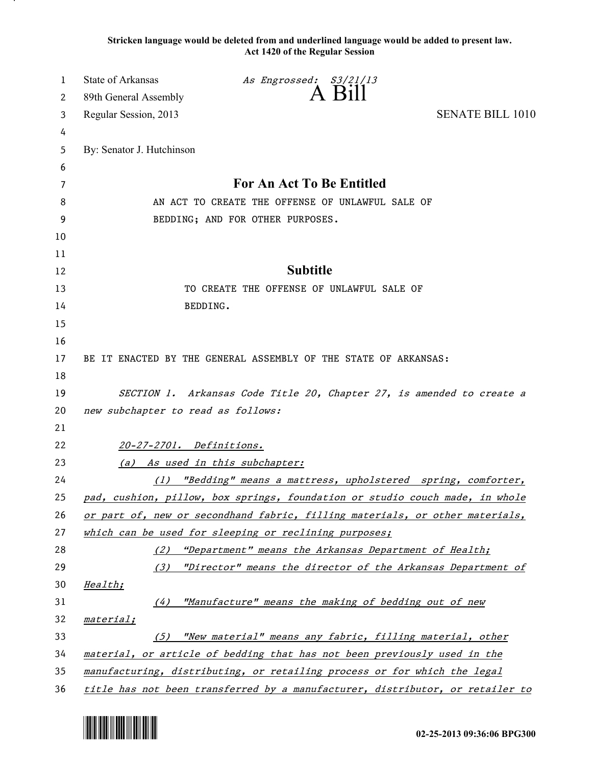**Stricken language would be deleted from and underlined language would be added to present law.**
**Act 1420 of the Regular Session**

State of Arkansas *As Engrossed: S3/21/13*
89th General Assembly
# A Bill
Regular Session, 2013 SENATE BILL 1010

By: Senator J. Hutchinson

## For An Act To Be Entitled

AN ACT TO CREATE THE OFFENSE OF UNLAWFUL SALE OF BEDDING; AND FOR OTHER PURPOSES.

## Subtitle

TO CREATE THE OFFENSE OF UNLAWFUL SALE OF BEDDING.

BE IT ENACTED BY THE GENERAL ASSEMBLY OF THE STATE OF ARKANSAS:

*SECTION 1. Arkansas Code Title 20, Chapter 27, is amended to create a new subchapter to read as follows:*

*20-27-2701. Definitions.*

*(a) As used in this subchapter:*

*(1) "Bedding" means a mattress, upholstered spring, comforter, pad, cushion, pillow, box springs, foundation or studio couch made, in whole or part of, new or secondhand fabric, filling materials, or other materials, which can be used for sleeping or reclining purposes;*

*(2) "Department" means the Arkansas Department of Health;*

*(3) "Director" means the director of the Arkansas Department of Health;*

*(4) "Manufacture" means the making of bedding out of new material;*

*(5) "New material" means any fabric, filling material, other material, or article of bedding that has not been previously used in the manufacturing, distributing, or retailing process or for which the legal title has not been transferred by a manufacturer, distributor, or retailer to*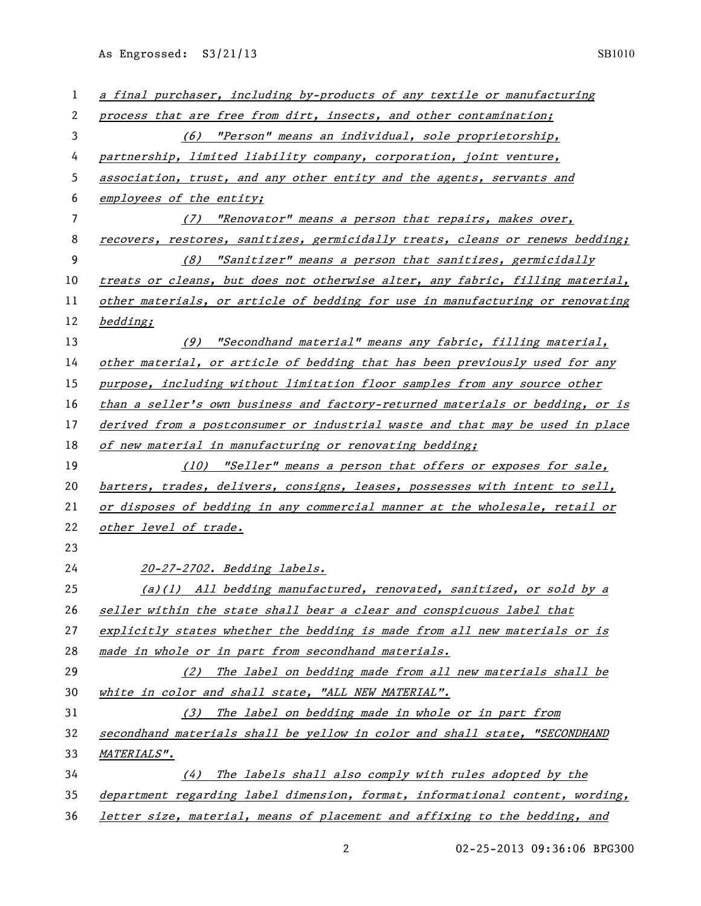*a final purchaser, including by-products of any textile or manufacturing process that are free from dirt, insects, and other contamination;*

*(6) "Person" means an individual, sole proprietorship, partnership, limited liability company, corporation, joint venture, association, trust, and any other entity and the agents, servants and employees of the entity;*

*(7) "Renovator" means a person that repairs, makes over, recovers, restores, sanitizes, germicidally treats, cleans or renews bedding;*

*(8) "Sanitizer" means a person that sanitizes, germicidally treats or cleans, but does not otherwise alter, any fabric, filling material, other materials, or article of bedding for use in manufacturing or renovating bedding;*

*(9) "Secondhand material" means any fabric, filling material, other material, or article of bedding that has been previously used for any purpose, including without limitation floor samples from any source other than a seller's own business and factory-returned materials or bedding, or is derived from a postconsumer or industrial waste and that may be used in place of new material in manufacturing or renovating bedding;*

*(10) "Seller" means a person that offers or exposes for sale, barters, trades, delivers, consigns, leases, possesses with intent to sell, or disposes of bedding in any commercial manner at the wholesale, retail or other level of trade.*

*20-27-2702. Bedding labels.*

*(a)(1) All bedding manufactured, renovated, sanitized, or sold by a seller within the state shall bear a clear and conspicuous label that explicitly states whether the bedding is made from all new materials or is made in whole or in part from secondhand materials.*

*(2) The label on bedding made from all new materials shall be white in color and shall state, "ALL NEW MATERIAL".*

*(3) The label on bedding made in whole or in part from secondhand materials shall be yellow in color and shall state, "SECONDHAND MATERIALS".*

*(4) The labels shall also comply with rules adopted by the department regarding label dimension, format, informational content, wording, letter size, material, means of placement and affixing to the bedding, and*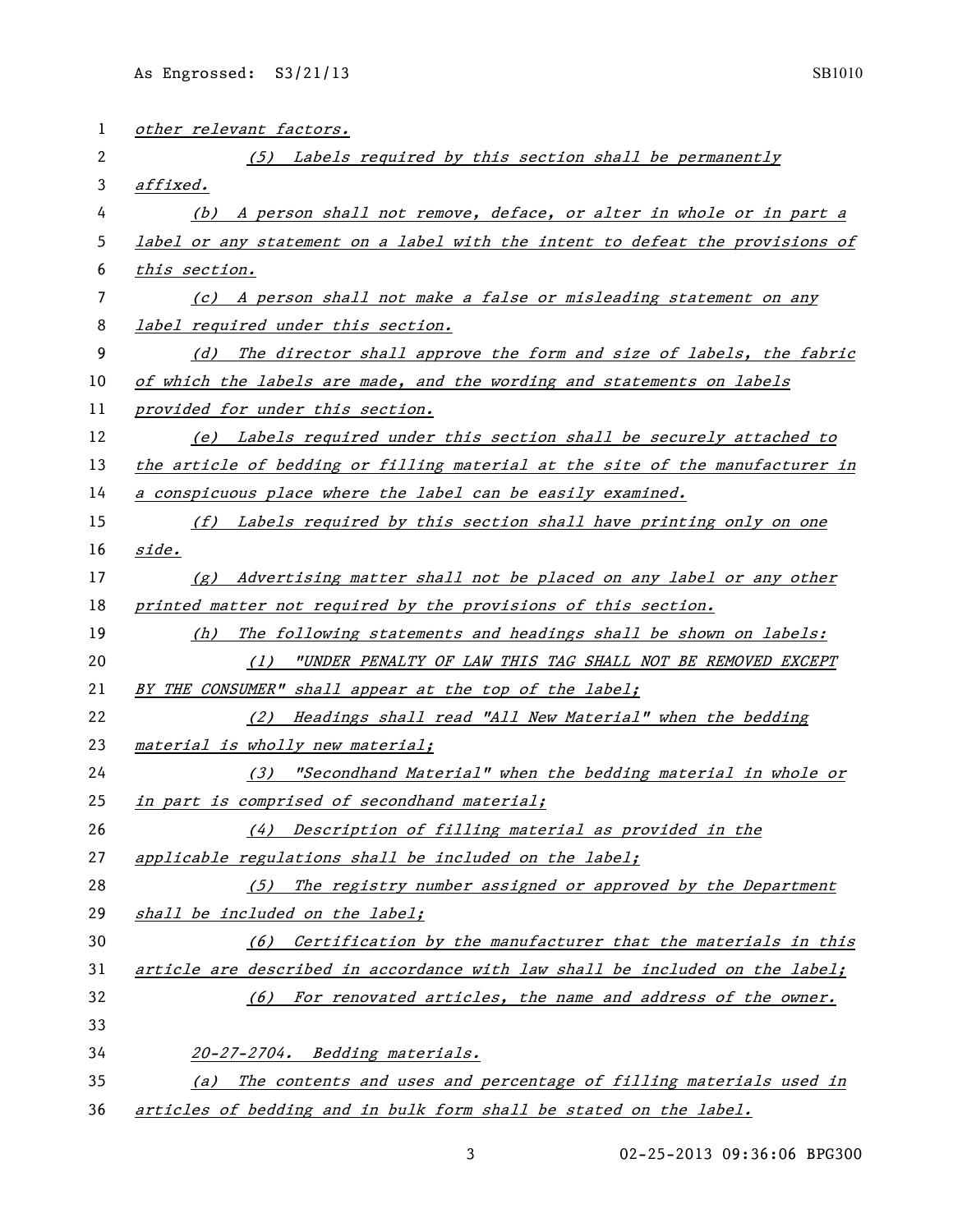*other relevant factors.*

*(5) Labels required by this section shall be permanently affixed.*

*(b) A person shall not remove, deface, or alter in whole or in part a label or any statement on a label with the intent to defeat the provisions of this section.*

*(c) A person shall not make a false or misleading statement on any label required under this section.*

*(d) The director shall approve the form and size of labels, the fabric of which the labels are made, and the wording and statements on labels provided for under this section.*

*(e) Labels required under this section shall be securely attached to the article of bedding or filling material at the site of the manufacturer in a conspicuous place where the label can be easily examined.*

*(f) Labels required by this section shall have printing only on one side.*

*(g) Advertising matter shall not be placed on any label or any other printed matter not required by the provisions of this section.*

*(h) The following statements and headings shall be shown on labels:*

*(1) "UNDER PENALTY OF LAW THIS TAG SHALL NOT BE REMOVED EXCEPT BY THE CONSUMER" shall appear at the top of the label;*

*(2) Headings shall read "All New Material" when the bedding material is wholly new material;*

*(3) "Secondhand Material" when the bedding material in whole or in part is comprised of secondhand material;*

*(4) Description of filling material as provided in the applicable regulations shall be included on the label;*

*(5) The registry number assigned or approved by the Department shall be included on the label;*

*(6) Certification by the manufacturer that the materials in this article are described in accordance with law shall be included on the label;*

*(6) For renovated articles, the name and address of the owner.*

*20-27-2704. Bedding materials.*

*(a) The contents and uses and percentage of filling materials used in articles of bedding and in bulk form shall be stated on the label.*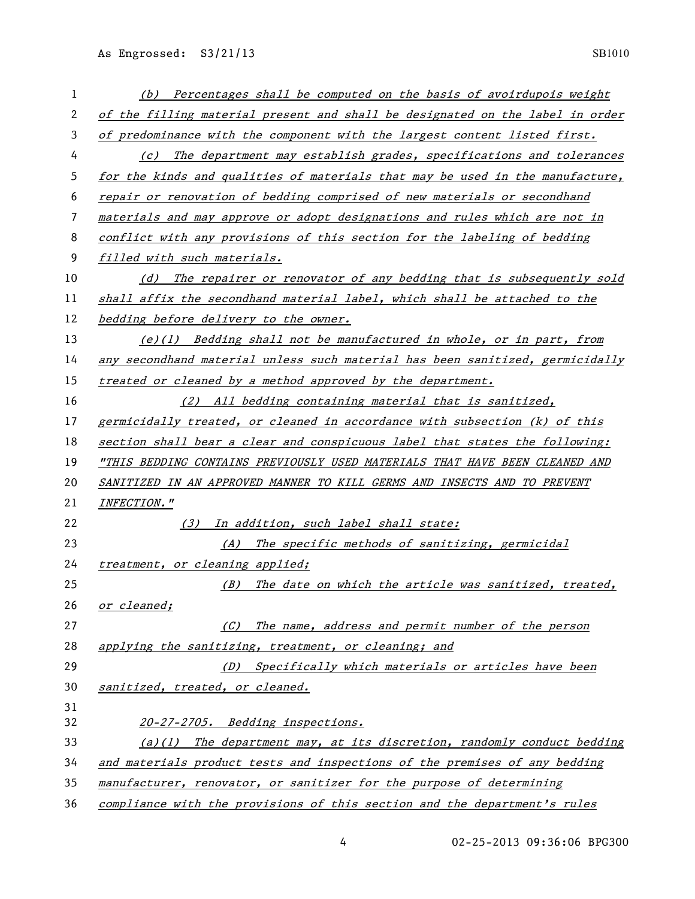*(b) Percentages shall be computed on the basis of avoirdupois weight of the filling material present and shall be designated on the label in order of predominance with the component with the largest content listed first.*

*(c) The department may establish grades, specifications and tolerances for the kinds and qualities of materials that may be used in the manufacture, repair or renovation of bedding comprised of new materials or secondhand materials and may approve or adopt designations and rules which are not in conflict with any provisions of this section for the labeling of bedding filled with such materials.*

*(d) The repairer or renovator of any bedding that is subsequently sold shall affix the secondhand material label, which shall be attached to the bedding before delivery to the owner.*

*(e)(1) Bedding shall not be manufactured in whole, or in part, from any secondhand material unless such material has been sanitized, germicidally treated or cleaned by a method approved by the department.*

*(2) All bedding containing material that is sanitized, germicidally treated, or cleaned in accordance with subsection (k) of this section shall bear a clear and conspicuous label that states the following: "THIS BEDDING CONTAINS PREVIOUSLY USED MATERIALS THAT HAVE BEEN CLEANED AND SANITIZED IN AN APPROVED MANNER TO KILL GERMS AND INSECTS AND TO PREVENT INFECTION."*

*(3) In addition, such label shall state:*

*(A) The specific methods of sanitizing, germicidal treatment, or cleaning applied;*

*(B) The date on which the article was sanitized, treated, or cleaned;*

*(C) The name, address and permit number of the person applying the sanitizing, treatment, or cleaning; and*

*(D) Specifically which materials or articles have been sanitized, treated, or cleaned.*

*20-27-2705. Bedding inspections.*

*(a)(1) The department may, at its discretion, randomly conduct bedding and materials product tests and inspections of the premises of any bedding manufacturer, renovator, or sanitizer for the purpose of determining compliance with the provisions of this section and the department's rules*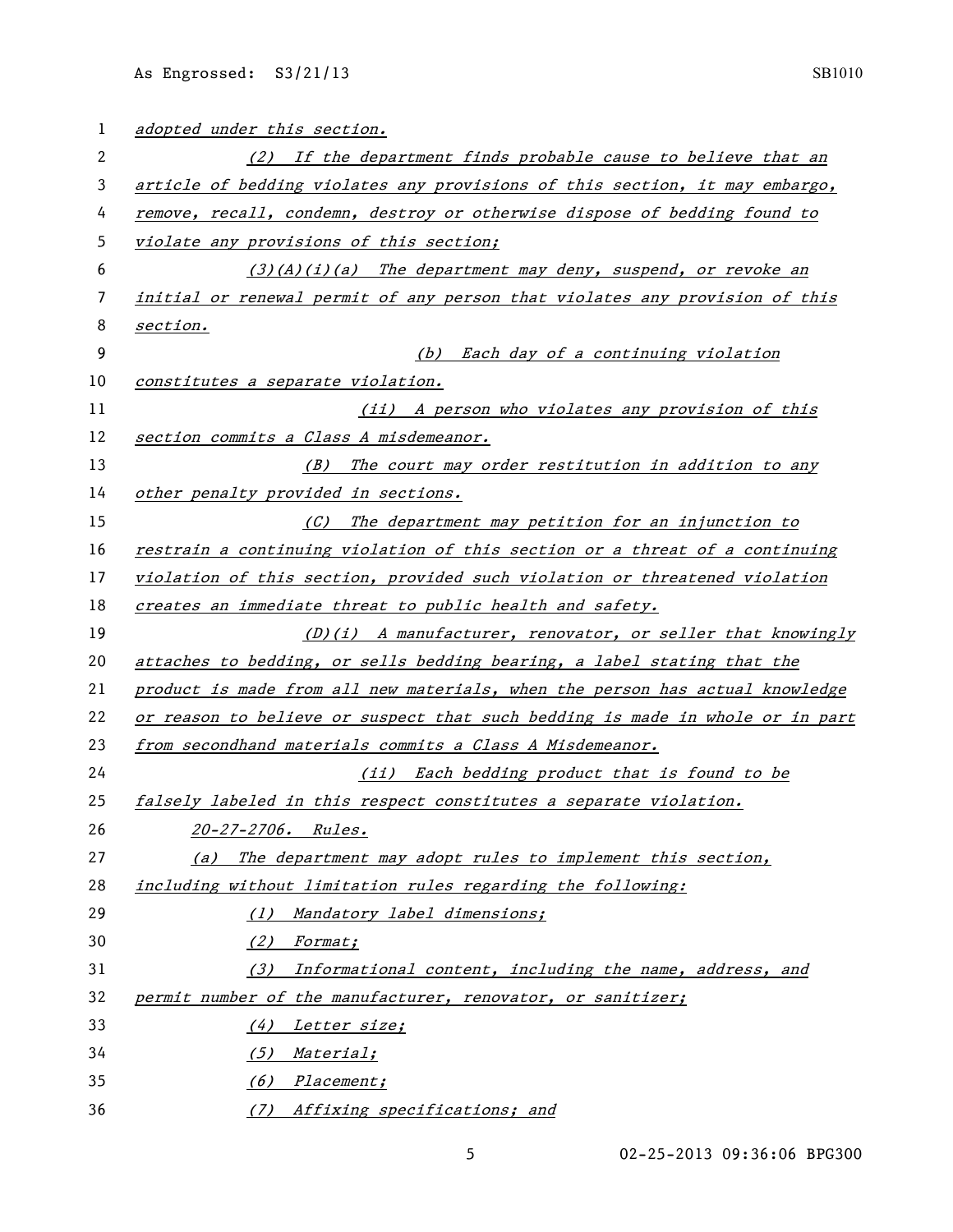*adopted under this section.*

*(2) If the department finds probable cause to believe that an article of bedding violates any provisions of this section, it may embargo, remove, recall, condemn, destroy or otherwise dispose of bedding found to violate any provisions of this section;*

*(3)(A)(i)(a) The department may deny, suspend, or revoke an initial or renewal permit of any person that violates any provision of this section.*

*(b) Each day of a continuing violation constitutes a separate violation.*

*(ii) A person who violates any provision of this section commits a Class A misdemeanor.*

*(B) The court may order restitution in addition to any other penalty provided in sections.*

*(C) The department may petition for an injunction to restrain a continuing violation of this section or a threat of a continuing violation of this section, provided such violation or threatened violation creates an immediate threat to public health and safety.*

*(D)(i) A manufacturer, renovator, or seller that knowingly attaches to bedding, or sells bedding bearing, a label stating that the product is made from all new materials, when the person has actual knowledge or reason to believe or suspect that such bedding is made in whole or in part from secondhand materials commits a Class A Misdemeanor.*

*(ii) Each bedding product that is found to be falsely labeled in this respect constitutes a separate violation.*

*20-27-2706. Rules.*

*(a) The department may adopt rules to implement this section, including without limitation rules regarding the following:*

*(1) Mandatory label dimensions;*

*(2) Format;*

*(3) Informational content, including the name, address, and permit number of the manufacturer, renovator, or sanitizer;*

*(4) Letter size;*

*(5) Material;*

*(6) Placement;*

*(7) Affixing specifications; and*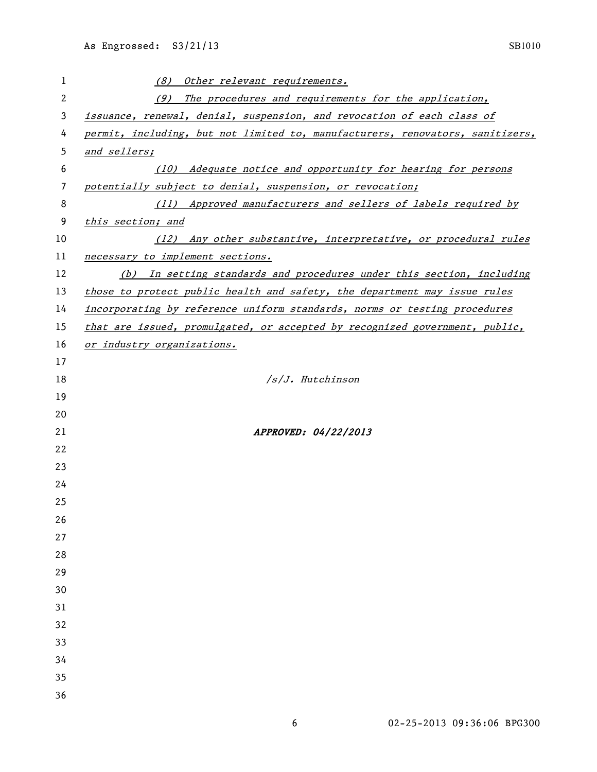*(8) Other relevant requirements.*

*(9) The procedures and requirements for the application, issuance, renewal, denial, suspension, and revocation of each class of permit, including, but not limited to, manufacturers, renovators, sanitizers, and sellers;*

*(10) Adequate notice and opportunity for hearing for persons potentially subject to denial, suspension, or revocation;*

*(11) Approved manufacturers and sellers of labels required by this section; and*

*(12) Any other substantive, interpretative, or procedural rules necessary to implement sections.*

*(b) In setting standards and procedures under this section, including those to protect public health and safety, the department may issue rules incorporating by reference uniform standards, norms or testing procedures that are issued, promulgated, or accepted by recognized government, public, or industry organizations.*

/s/J. Hutchinson

***APPROVED: 04/22/2013***